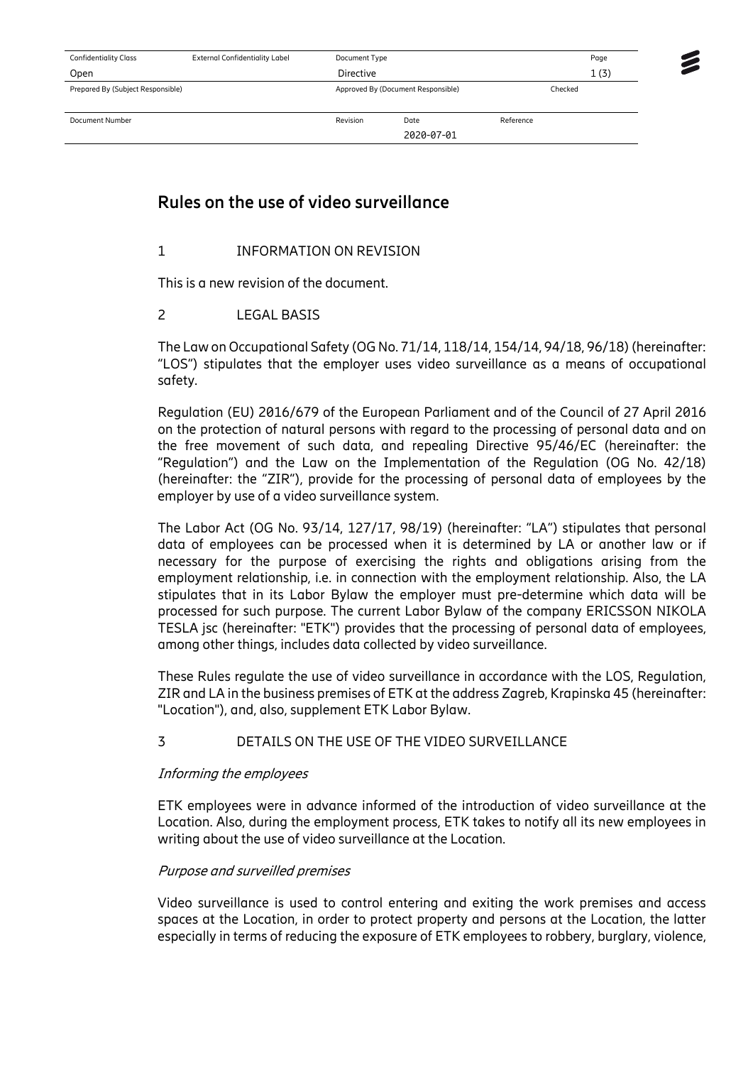# Rules on the use of video surveillance

## 1 INFORMATION ON REVISION

This is a new revision of the document.

## 2 LEGAL BASIS

The Law on Occupational Safety (OG No. 71/14, 118/14, 154/14, 94/18, 96/18) (hereinafter: "LOS") stipulates that the employer uses video surveillance as a means of occupational safety.

Regulation (EU) 2016/679 of the European Parliament and of the Council of 27 April 2016 on the protection of natural persons with regard to the processing of personal data and on the free movement of such data, and repealing Directive 95/46/EC (hereinafter: the "Regulation") and the Law on the Implementation of the Regulation (OG No. 42/18) (hereinafter: the "ZIR"), provide for the processing of personal data of employees by the employer by use of a video surveillance system.

The Labor Act (OG No. 93/14, 127/17, 98/19) (hereinafter: "LA") stipulates that personal data of employees can be processed when it is determined by LA or another law or if necessary for the purpose of exercising the rights and obligations arising from the employment relationship, i.e. in connection with the employment relationship. Also, the LA stipulates that in its Labor Bylaw the employer must pre-determine which data will be processed for such purpose. The current Labor Bylaw of the company ERICSSON NIKOLA TESLA jsc (hereinafter: "ETK") provides that the processing of personal data of employees, among other things, includes data collected by video surveillance.

These Rules regulate the use of video surveillance in accordance with the LOS, Regulation, ZIR and LA in the business premises of ETK at the address Zagreb, Krapinska 45 (hereinafter: "Location"), and, also, supplement ETK Labor Bylaw.

## 3 DETAILS ON THE USE OF THE VIDEO SURVEILLANCE

*Informing the employees*

ETK employees were in advance informed of the introduction of video surveillance at the Location. Also, during the employment process, ETK takes to notify all its new employees in writing about the use of video surveillance at the Location.

*Purpose and surveilled premises*

Video surveillance is used to control entering and exiting the work premises and access spaces at the Location, in order to protect property and persons at the Location, the latter especially in terms of reducing the exposure of ETK employees to robbery, burglary, violence,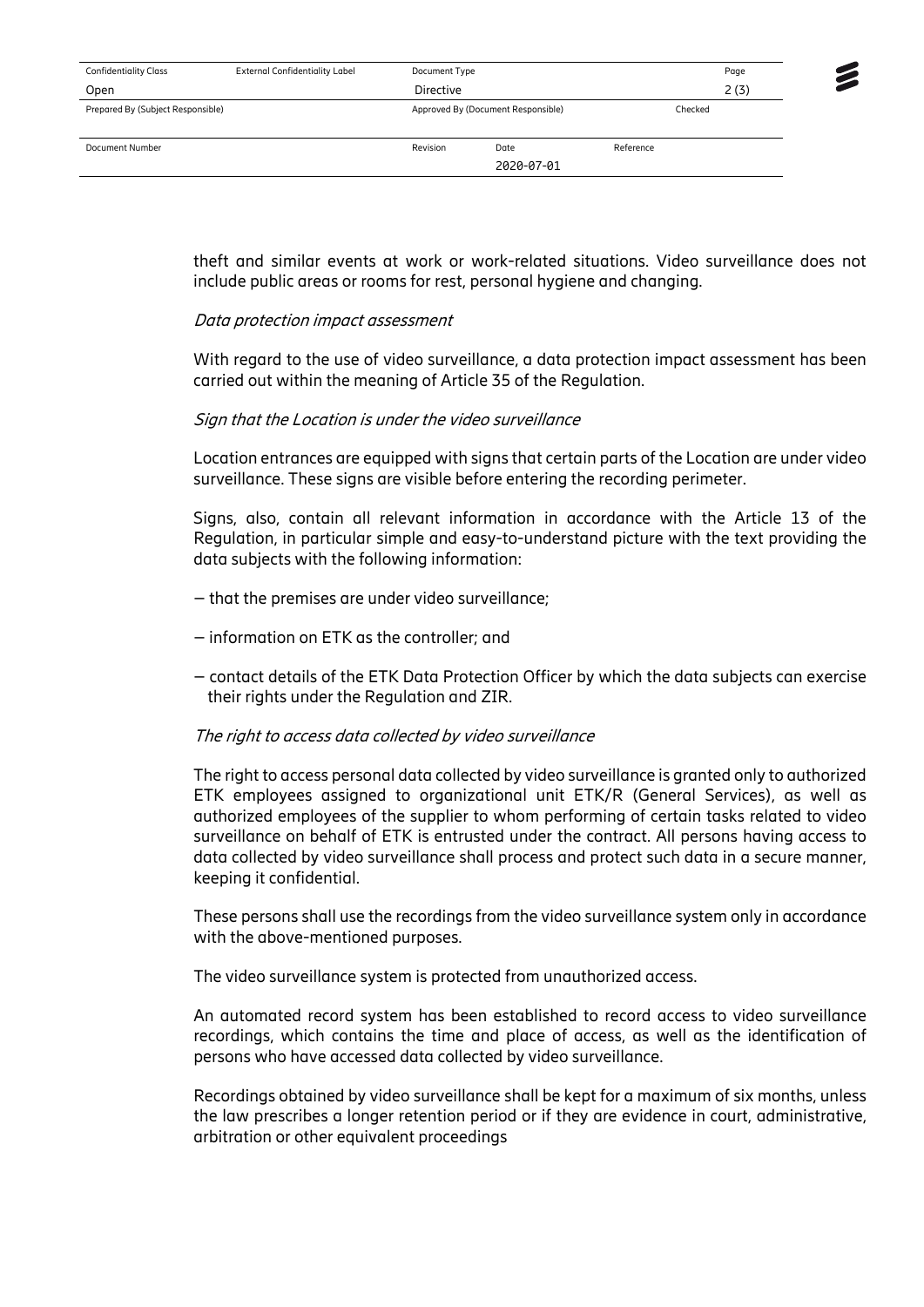theft and similar events at work or work-related situations. Video surveillance does not include public areas or rooms for rest, personal hygiene and changing.

*Data protection impact assessment*

With regard to the use of video surveillance, a data protection impact assessment has been carried out within the meaning of Article 35 of the Regulation.

*Sign that the Location is under the video surveillance*

Location entrances are equipped with signs that certain parts of the Location are under video surveillance. These signs are visible before entering the recording perimeter.

Signs, also, contain all relevant information in accordance with the Article 13 of the Regulation, in particular simple and easy-to-understand picture with the text providing the data subjects with the following information:

– that the premises are under video surveillance;

– information on ETK as the controller; and

– contact details of the ETK Data Protection Officer by which the data subjects can exercise their rights under the Regulation and ZIR.

*The right to access data collected by video surveillance*

The right to access personal data collected by video surveillance is granted only to authorized ETK employees assigned to organizational unit ETK/R (General Services), as well as authorized employees of the supplier to whom performing of certain tasks related to video surveillance on behalf of ETK is entrusted under the contract. All persons having access to data collected by video surveillance shall process and protect such data in a secure manner, keeping it confidential.

These persons shall use the recordings from the video surveillance system only in accordance with the above-mentioned purposes.

The video surveillance system is protected from unauthorized access.

An automated record system has been established to record access to video surveillance recordings, which contains the time and place of access, as well as the identification of persons who have accessed data collected by video surveillance.

Recordings obtained by video surveillance shall be kept for a maximum of six months, unless the law prescribes a longer retention period or if they are evidence in court, administrative, arbitration or other equivalent proceedings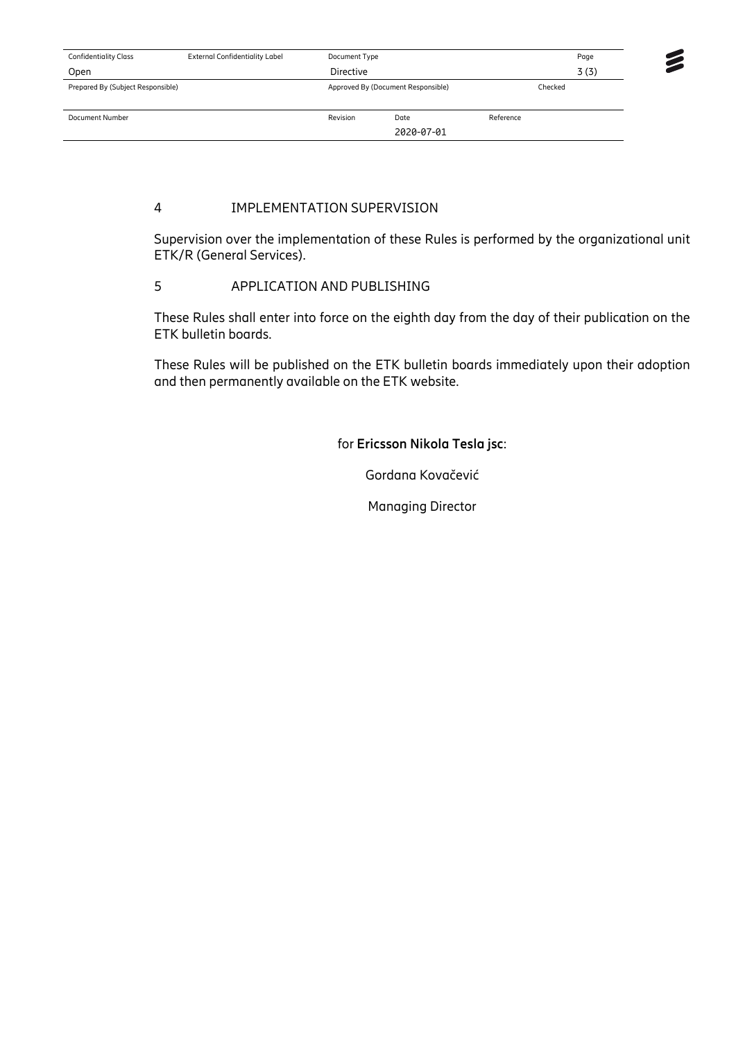## 4 IMPLEMENTATION SUPERVISION

Supervision over the implementation of these Rules is performed by the organizational unit ETK/R (General Services).

## 5 APPLICATION AND PUBLISHING

These Rules shall enter into force on the eighth day from the day of their publication on the ETK bulletin boards.

These Rules will be published on the ETK bulletin boards immediately upon their adoption and then permanently available on the ETK website.

for **Ericsson Nikola Tesla jsc**:

Gordana Kovačević

Managing Director